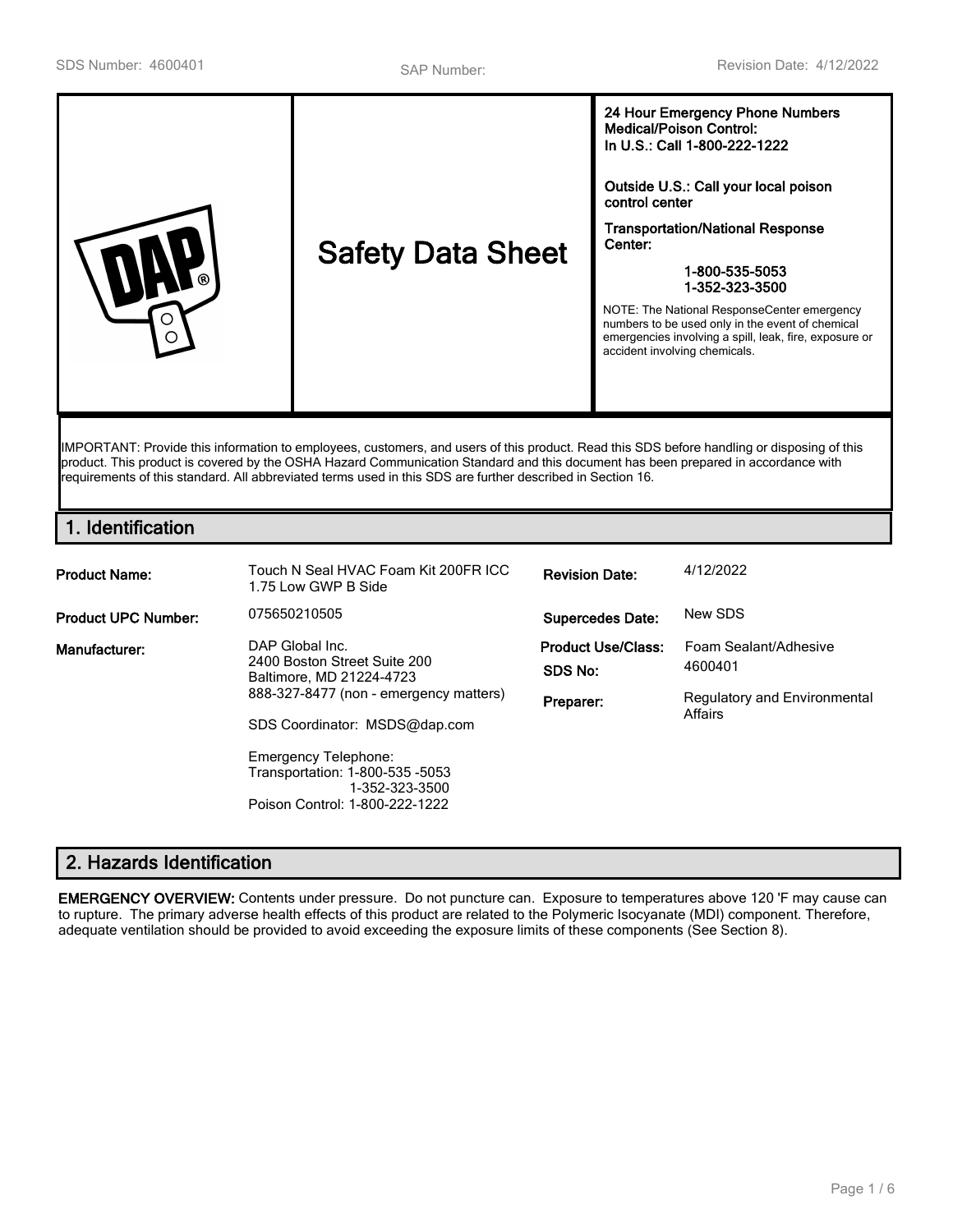SDS Number: 4600401 | SAP Number: | Revision Date: 4/12/2022

# Safety Data Sheet

**24 Hour Emergency Phone Numbers**
**Medical/Poison Control:**
**In U.S.: Call 1-800-222-1222**

**Outside U.S.: Call your local poison control center**

**Transportation/National Response Center:**

**1-800-535-5053**
**1-352-323-3500**

NOTE: The National ResponseCenter emergency numbers to be used only in the event of chemical emergencies involving a spill, leak, fire, exposure or accident involving chemicals.

IMPORTANT: Provide this information to employees, customers, and users of this product. Read this SDS before handling or disposing of this product. This product is covered by the OSHA Hazard Communication Standard and this document has been prepared in accordance with requirements of this standard. All abbreviated terms used in this SDS are further described in Section 16.

## 1. Identification

| | | | |
|---|---|---|---|
| **Product Name:** | Touch N Seal HVAC Foam Kit 200FR ICC 1.75 Low GWP B Side | **Revision Date:** | 4/12/2022 |
| **Product UPC Number:** | 075650210505 | **Supercedes Date:** | New SDS |
| **Manufacturer:** | DAP Global Inc.<br>2400 Boston Street Suite 200<br>Baltimore, MD 21224-4723<br>888-327-8477 (non - emergency matters)<br><br>SDS Coordinator: MSDS@dap.com<br><br>Emergency Telephone:<br>Transportation: 1-800-535 -5053<br>1-352-323-3500<br>Poison Control: 1-800-222-1222 | **Product Use/Class:**<br>**SDS No:**<br>**Preparer:** | Foam Sealant/Adhesive<br>4600401<br>Regulatory and Environmental Affairs |

## 2. Hazards Identification

**EMERGENCY OVERVIEW:** Contents under pressure. Do not puncture can. Exposure to temperatures above 120 'F may cause can to rupture. The primary adverse health effects of this product are related to the Polymeric Isocyanate (MDI) component. Therefore, adequate ventilation should be provided to avoid exceeding the exposure limits of these components (See Section 8).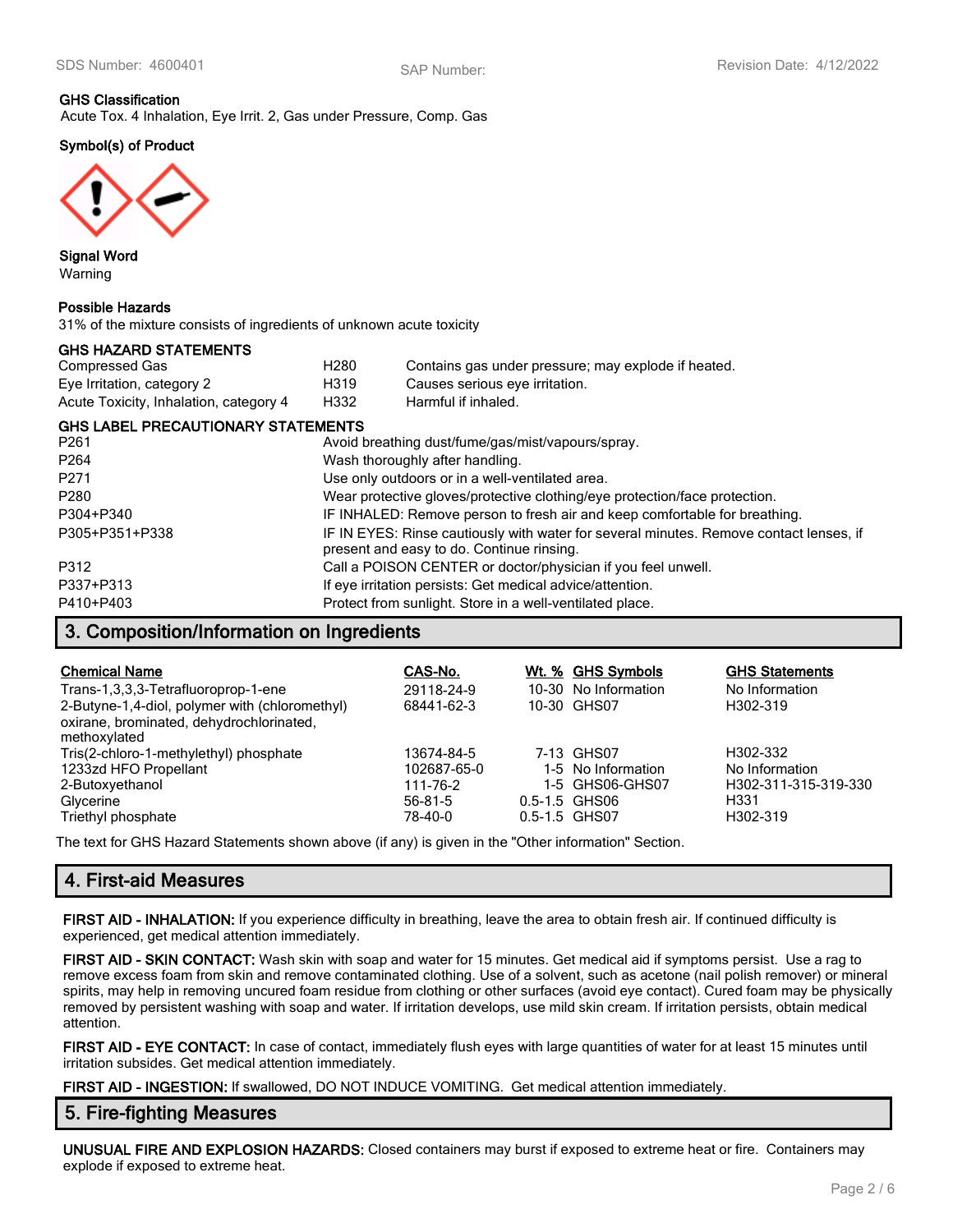**GHS Classification**
Acute Tox. 4 Inhalation, Eye Irrit. 2, Gas under Pressure, Comp. Gas

**Symbol(s) of Product**

**Signal Word**
Warning

**Possible Hazards**
31% of the mixture consists of ingredients of unknown acute toxicity

**GHS HAZARD STATEMENTS**

| | | |
|---|---|---|
| Compressed Gas | H280 | Contains gas under pressure; may explode if heated. |
| Eye Irritation, category 2 | H319 | Causes serious eye irritation. |
| Acute Toxicity, Inhalation, category 4 | H332 | Harmful if inhaled. |

**GHS LABEL PRECAUTIONARY STATEMENTS**

| | |
|---|---|
| P261 | Avoid breathing dust/fume/gas/mist/vapours/spray. |
| P264 | Wash thoroughly after handling. |
| P271 | Use only outdoors or in a well-ventilated area. |
| P280 | Wear protective gloves/protective clothing/eye protection/face protection. |
| P304+P340 | IF INHALED: Remove person to fresh air and keep comfortable for breathing. |
| P305+P351+P338 | IF IN EYES: Rinse cautiously with water for several minutes. Remove contact lenses, if present and easy to do. Continue rinsing. |
| P312 | Call a POISON CENTER or doctor/physician if you feel unwell. |
| P337+P313 | If eye irritation persists: Get medical advice/attention. |
| P410+P403 | Protect from sunlight. Store in a well-ventilated place. |

## 3. Composition/Information on Ingredients

| Chemical Name | CAS-No. | Wt. % | GHS Symbols | GHS Statements |
|---|---|---|---|---|
| Trans-1,3,3,3-Tetrafluoroprop-1-ene | 29118-24-9 | 10-30 | No Information | No Information |
| 2-Butyne-1,4-diol, polymer with (chloromethyl) oxirane, brominated, dehydrochlorinated, methoxylated | 68441-62-3 | 10-30 | GHS07 | H302-319 |
| Tris(2-chloro-1-methylethyl) phosphate | 13674-84-5 | 7-13 | GHS07 | H302-332 |
| 1233zd HFO Propellant | 102687-65-0 | 1-5 | No Information | No Information |
| 2-Butoxyethanol | 111-76-2 | 1-5 | GHS06-GHS07 | H302-311-315-319-330 |
| Glycerine | 56-81-5 | 0.5-1.5 | GHS06 | H331 |
| Triethyl phosphate | 78-40-0 | 0.5-1.5 | GHS07 | H302-319 |

The text for GHS Hazard Statements shown above (if any) is given in the "Other information" Section.

## 4. First-aid Measures

**FIRST AID - INHALATION:** If you experience difficulty in breathing, leave the area to obtain fresh air. If continued difficulty is experienced, get medical attention immediately.

**FIRST AID - SKIN CONTACT:** Wash skin with soap and water for 15 minutes. Get medical aid if symptoms persist. Use a rag to remove excess foam from skin and remove contaminated clothing. Use of a solvent, such as acetone (nail polish remover) or mineral spirits, may help in removing uncured foam residue from clothing or other surfaces (avoid eye contact). Cured foam may be physically removed by persistent washing with soap and water. If irritation develops, use mild skin cream. If irritation persists, obtain medical attention.

**FIRST AID - EYE CONTACT:** In case of contact, immediately flush eyes with large quantities of water for at least 15 minutes until irritation subsides. Get medical attention immediately.

**FIRST AID - INGESTION:** If swallowed, DO NOT INDUCE VOMITING. Get medical attention immediately.

## 5. Fire-fighting Measures

**UNUSUAL FIRE AND EXPLOSION HAZARDS:** Closed containers may burst if exposed to extreme heat or fire. Containers may explode if exposed to extreme heat.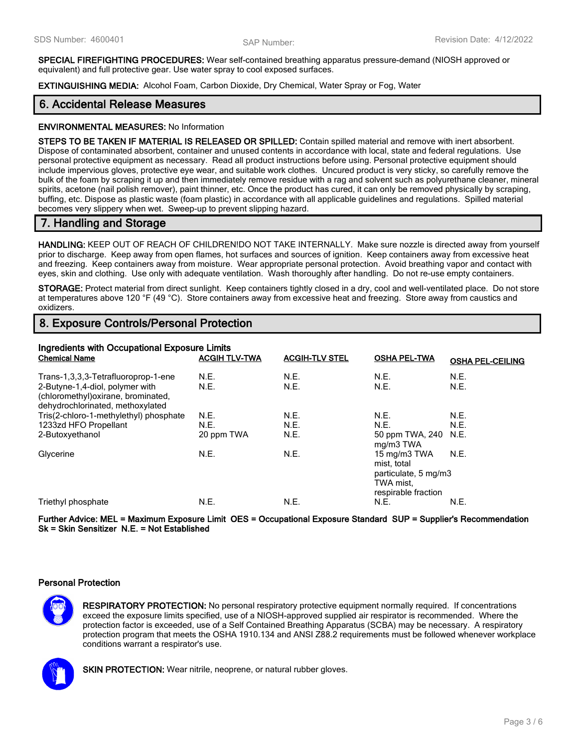**SPECIAL FIREFIGHTING PROCEDURES:** Wear self-contained breathing apparatus pressure-demand (NIOSH approved or equivalent) and full protective gear. Use water spray to cool exposed surfaces.

**EXTINGUISHING MEDIA:** Alcohol Foam, Carbon Dioxide, Dry Chemical, Water Spray or Fog, Water

## 6. Accidental Release Measures

**ENVIRONMENTAL MEASURES:** No Information

**STEPS TO BE TAKEN IF MATERIAL IS RELEASED OR SPILLED:** Contain spilled material and remove with inert absorbent. Dispose of contaminated absorbent, container and unused contents in accordance with local, state and federal regulations. Use personal protective equipment as necessary. Read all product instructions before using. Personal protective equipment should include impervious gloves, protective eye wear, and suitable work clothes. Uncured product is very sticky, so carefully remove the bulk of the foam by scraping it up and then immediately remove residue with a rag and solvent such as polyurethane cleaner, mineral spirits, acetone (nail polish remover), paint thinner, etc. Once the product has cured, it can only be removed physically by scraping, buffing, etc. Dispose as plastic waste (foam plastic) in accordance with all applicable guidelines and regulations. Spilled material becomes very slippery when wet. Sweep-up to prevent slipping hazard.

## 7. Handling and Storage

**HANDLING:** KEEP OUT OF REACH OF CHILDREN!DO NOT TAKE INTERNALLY. Make sure nozzle is directed away from yourself prior to discharge. Keep away from open flames, hot surfaces and sources of ignition. Keep containers away from excessive heat and freezing. Keep containers away from moisture. Wear appropriate personal protection. Avoid breathing vapor and contact with eyes, skin and clothing. Use only with adequate ventilation. Wash thoroughly after handling. Do not re-use empty containers.

**STORAGE:** Protect material from direct sunlight. Keep containers tightly closed in a dry, cool and well-ventilated place. Do not store at temperatures above 120 °F (49 °C). Store containers away from excessive heat and freezing. Store away from caustics and oxidizers.

## 8. Exposure Controls/Personal Protection

**Ingredients with Occupational Exposure Limits**

| Chemical Name | ACGIH TLV-TWA | ACGIH-TLV STEL | OSHA PEL-TWA | OSHA PEL-CEILING |
|---|---|---|---|---|
| Trans-1,3,3,3-Tetrafluoroprop-1-ene | N.E. | N.E. | N.E. | N.E. |
| 2-Butyne-1,4-diol, polymer with (chloromethyl)oxirane, brominated, dehydrochlorinated, methoxylated | N.E. | N.E. | N.E. | N.E. |
| Tris(2-chloro-1-methylethyl) phosphate | N.E. | N.E. | N.E. | N.E. |
| 1233zd HFO Propellant | N.E. | N.E. | N.E. | N.E. |
| 2-Butoxyethanol | 20 ppm TWA | N.E. | 50 ppm TWA, 240 mg/m3 TWA | N.E. |
| Glycerine | N.E. | N.E. | 15 mg/m3 TWA mist, total particulate, 5 mg/m3 TWA mist, respirable fraction | N.E. |
| Triethyl phosphate | N.E. | N.E. | N.E. | N.E. |

**Further Advice: MEL = Maximum Exposure Limit OES = Occupational Exposure Standard SUP = Supplier's Recommendation Sk = Skin Sensitizer N.E. = Not Established**

### Personal Protection

**RESPIRATORY PROTECTION:** No personal respiratory protective equipment normally required. If concentrations exceed the exposure limits specified, use of a NIOSH-approved supplied air respirator is recommended. Where the protection factor is exceeded, use of a Self Contained Breathing Apparatus (SCBA) may be necessary. A respiratory protection program that meets the OSHA 1910.134 and ANSI Z88.2 requirements must be followed whenever workplace conditions warrant a respirator's use.

**SKIN PROTECTION:** Wear nitrile, neoprene, or natural rubber gloves.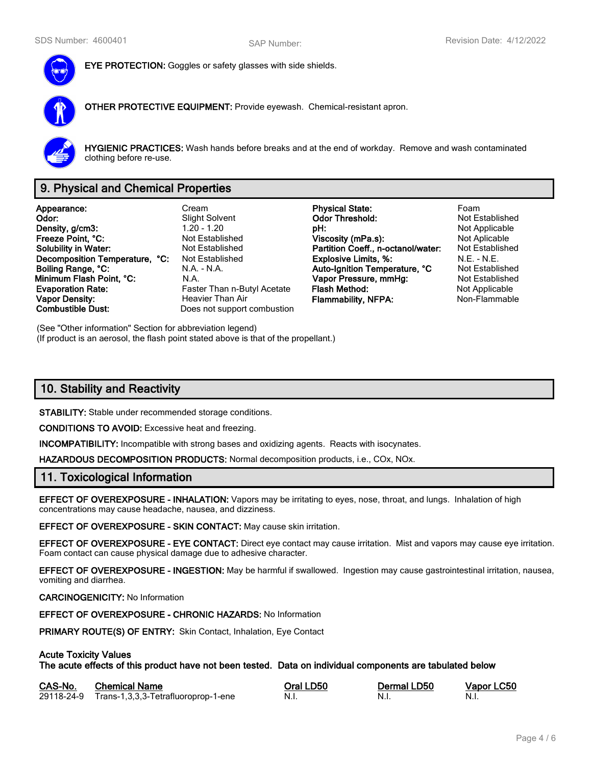**EYE PROTECTION:** Goggles or safety glasses with side shields.

**OTHER PROTECTIVE EQUIPMENT:** Provide eyewash. Chemical-resistant apron.

**HYGIENIC PRACTICES:** Wash hands before breaks and at the end of workday. Remove and wash contaminated clothing before re-use.

## 9. Physical and Chemical Properties

| | | | |
|---|---|---|---|
| **Appearance:** | Cream | **Physical State:** | Foam |
| **Odor:** | Slight Solvent | **Odor Threshold:** | Not Established |
| **Density, g/cm3:** | 1.20 - 1.20 | **pH:** | Not Applicable |
| **Freeze Point, °C:** | Not Established | **Viscosity (mPa.s):** | Not Aplicable |
| **Solubility in Water:** | Not Established | **Partition Coeff., n-octanol/water:** | Not Established |
| **Decomposition Temperature, °C:** | Not Established | **Explosive Limits, %:** | N.E. - N.E. |
| **Boiling Range, °C:** | N.A. - N.A. | **Auto-Ignition Temperature, °C** | Not Established |
| **Minimum Flash Point, °C:** | N.A. | **Vapor Pressure, mmHg:** | Not Established |
| **Evaporation Rate:** | Faster Than n-Butyl Acetate | **Flash Method:** | Not Applicable |
| **Vapor Density:** | Heavier Than Air | **Flammability, NFPA:** | Non-Flammable |
| **Combustible Dust:** | Does not support combustion | | |

(See "Other information" Section for abbreviation legend)
(If product is an aerosol, the flash point stated above is that of the propellant.)

## 10. Stability and Reactivity

**STABILITY:** Stable under recommended storage conditions.

**CONDITIONS TO AVOID:** Excessive heat and freezing.

**INCOMPATIBILITY:** Incompatible with strong bases and oxidizing agents. Reacts with isocynates.

**HAZARDOUS DECOMPOSITION PRODUCTS:** Normal decomposition products, i.e., COx, NOx.

## 11. Toxicological Information

**EFFECT OF OVEREXPOSURE - INHALATION:** Vapors may be irritating to eyes, nose, throat, and lungs. Inhalation of high concentrations may cause headache, nausea, and dizziness.

**EFFECT OF OVEREXPOSURE - SKIN CONTACT:** May cause skin irritation.

**EFFECT OF OVEREXPOSURE - EYE CONTACT:** Direct eye contact may cause irritation. Mist and vapors may cause eye irritation. Foam contact can cause physical damage due to adhesive character.

**EFFECT OF OVEREXPOSURE - INGESTION:** May be harmful if swallowed. Ingestion may cause gastrointestinal irritation, nausea, vomiting and diarrhea.

**CARCINOGENICITY:** No Information

**EFFECT OF OVEREXPOSURE - CHRONIC HAZARDS:** No Information

**PRIMARY ROUTE(S) OF ENTRY:** Skin Contact, Inhalation, Eye Contact

**Acute Toxicity Values**
**The acute effects of this product have not been tested. Data on individual components are tabulated below**

| CAS-No. | Chemical Name | Oral LD50 | Dermal LD50 | Vapor LC50 |
|---|---|---|---|---|
| 29118-24-9 | Trans-1,3,3,3-Tetrafluoroprop-1-ene | N.I. | N.I. | N.I. |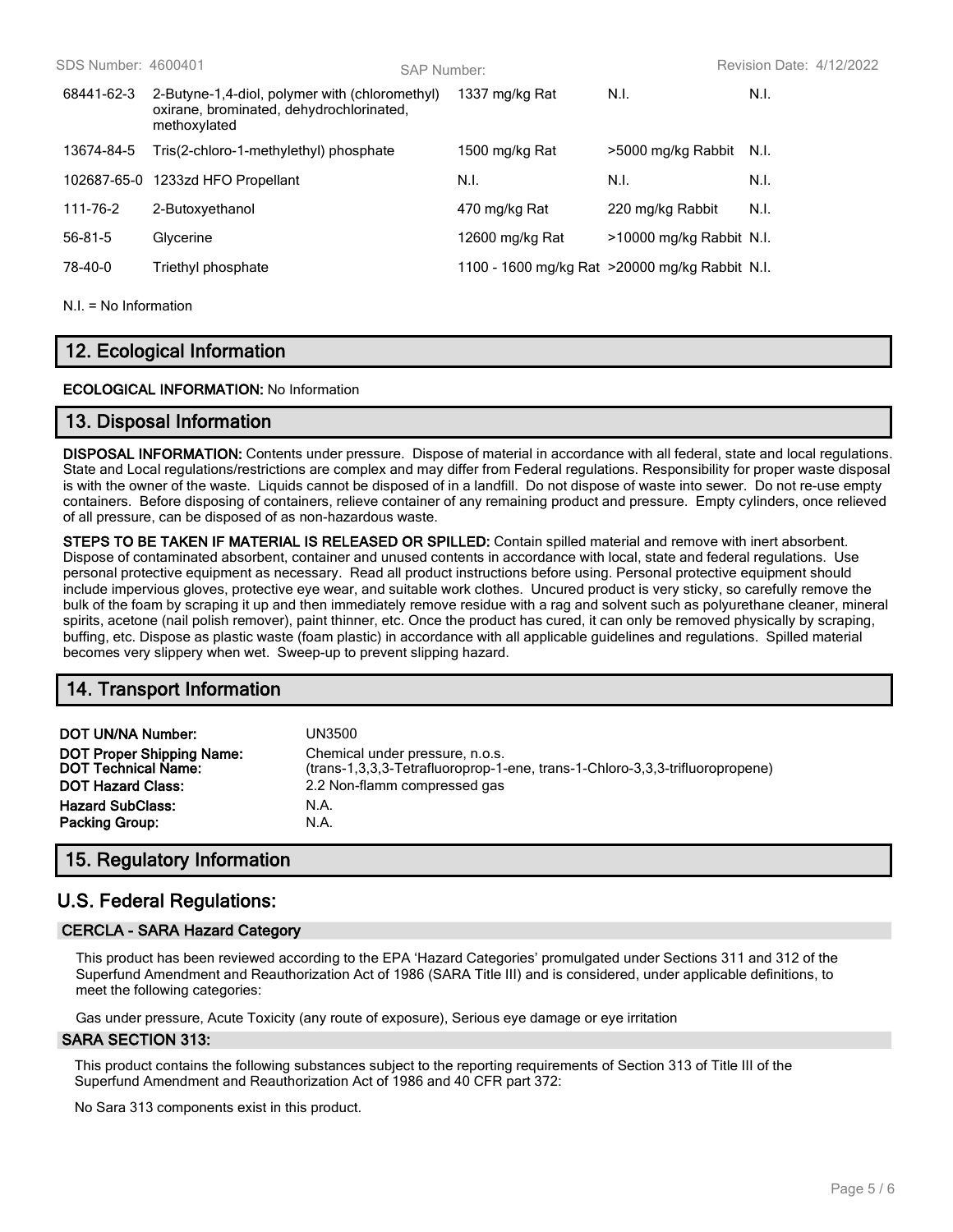| | | | | |
|---|---|---|---|---|
| 68441-62-3 | 2-Butyne-1,4-diol, polymer with (chloromethyl) oxirane, brominated, dehydrochlorinated, methoxylated | 1337 mg/kg Rat | N.I. | N.I. |
| 13674-84-5 | Tris(2-chloro-1-methylethyl) phosphate | 1500 mg/kg Rat | >5000 mg/kg Rabbit | N.I. |
| 102687-65-0 | 1233zd HFO Propellant | N.I. | N.I. | N.I. |
| 111-76-2 | 2-Butoxyethanol | 470 mg/kg Rat | 220 mg/kg Rabbit | N.I. |
| 56-81-5 | Glycerine | 12600 mg/kg Rat | >10000 mg/kg Rabbit | N.I. |
| 78-40-0 | Triethyl phosphate | 1100 - 1600 mg/kg Rat | >20000 mg/kg Rabbit | N.I. |

N.I. = No Information

## 12. Ecological Information

**ECOLOGICAL INFORMATION:** No Information

## 13. Disposal Information

**DISPOSAL INFORMATION:** Contents under pressure. Dispose of material in accordance with all federal, state and local regulations. State and Local regulations/restrictions are complex and may differ from Federal regulations. Responsibility for proper waste disposal is with the owner of the waste. Liquids cannot be disposed of in a landfill. Do not dispose of waste into sewer. Do not re-use empty containers. Before disposing of containers, relieve container of any remaining product and pressure. Empty cylinders, once relieved of all pressure, can be disposed of as non-hazardous waste.

**STEPS TO BE TAKEN IF MATERIAL IS RELEASED OR SPILLED:** Contain spilled material and remove with inert absorbent. Dispose of contaminated absorbent, container and unused contents in accordance with local, state and federal regulations. Use personal protective equipment as necessary. Read all product instructions before using. Personal protective equipment should include impervious gloves, protective eye wear, and suitable work clothes. Uncured product is very sticky, so carefully remove the bulk of the foam by scraping it up and then immediately remove residue with a rag and solvent such as polyurethane cleaner, mineral spirits, acetone (nail polish remover), paint thinner, etc. Once the product has cured, it can only be removed physically by scraping, buffing, etc. Dispose as plastic waste (foam plastic) in accordance with all applicable guidelines and regulations. Spilled material becomes very slippery when wet. Sweep-up to prevent slipping hazard.

## 14. Transport Information

| | |
|---|---|
| **DOT UN/NA Number:** | UN3500 |
| **DOT Proper Shipping Name:** | Chemical under pressure, n.o.s. |
| **DOT Technical Name:** | (trans-1,3,3,3-Tetrafluoroprop-1-ene, trans-1-Chloro-3,3,3-trifluoropropene) |
| **DOT Hazard Class:** | 2.2 Non-flamm compressed gas |
| **Hazard SubClass:** | N.A. |
| **Packing Group:** | N.A. |

## 15. Regulatory Information

## U.S. Federal Regulations:

### CERCLA - SARA Hazard Category

This product has been reviewed according to the EPA 'Hazard Categories' promulgated under Sections 311 and 312 of the Superfund Amendment and Reauthorization Act of 1986 (SARA Title III) and is considered, under applicable definitions, to meet the following categories:

Gas under pressure, Acute Toxicity (any route of exposure), Serious eye damage or eye irritation

### SARA SECTION 313:

This product contains the following substances subject to the reporting requirements of Section 313 of Title III of the Superfund Amendment and Reauthorization Act of 1986 and 40 CFR part 372:

No Sara 313 components exist in this product.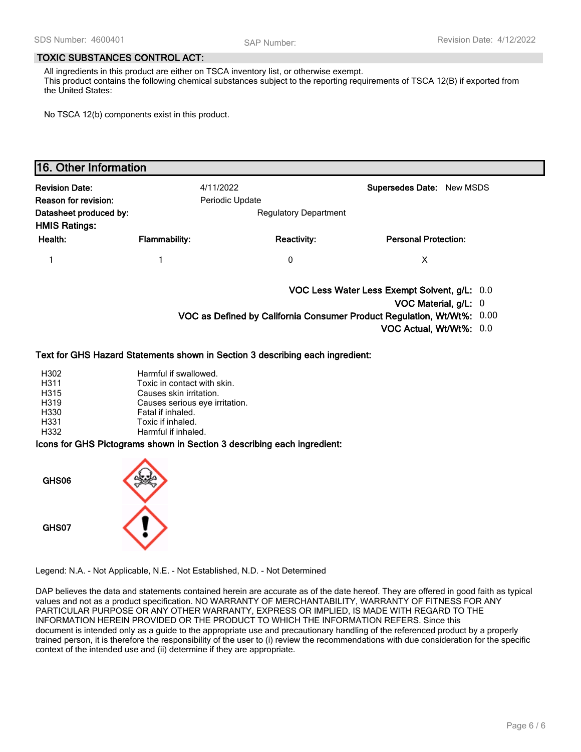## TOXIC SUBSTANCES CONTROL ACT:

All ingredients in this product are either on TSCA inventory list, or otherwise exempt.
This product contains the following chemical substances subject to the reporting requirements of TSCA 12(B) if exported from the United States:

No TSCA 12(b) components exist in this product.

# 16. Other Information

**Revision Date:** 4/11/2022 **Supersedes Date:** New MSDS
**Reason for revision:** Periodic Update
**Datasheet produced by:** Regulatory Department
**HMIS Ratings:**

| Health: | Flammability: | Reactivity: | Personal Protection: |
|---|---|---|---|
| 1 | 1 | 0 | X |

**VOC Less Water Less Exempt Solvent, g/L:** 0.0
**VOC Material, g/L:** 0
**VOC as Defined by California Consumer Product Regulation, Wt/Wt%:** 0.00
**VOC Actual, Wt/Wt%:** 0.0

**Text for GHS Hazard Statements shown in Section 3 describing each ingredient:**

| | |
|---|---|
| H302 | Harmful if swallowed. |
| H311 | Toxic in contact with skin. |
| H315 | Causes skin irritation. |
| H319 | Causes serious eye irritation. |
| H330 | Fatal if inhaled. |
| H331 | Toxic if inhaled. |
| H332 | Harmful if inhaled. |

**Icons for GHS Pictograms shown in Section 3 describing each ingredient:**

**GHS06**

**GHS07**

Legend: N.A. - Not Applicable, N.E. - Not Established, N.D. - Not Determined

DAP believes the data and statements contained herein are accurate as of the date hereof. They are offered in good faith as typical values and not as a product specification. NO WARRANTY OF MERCHANTABILITY, WARRANTY OF FITNESS FOR ANY PARTICULAR PURPOSE OR ANY OTHER WARRANTY, EXPRESS OR IMPLIED, IS MADE WITH REGARD TO THE INFORMATION HEREIN PROVIDED OR THE PRODUCT TO WHICH THE INFORMATION REFERS. Since this document is intended only as a guide to the appropriate use and precautionary handling of the referenced product by a properly trained person, it is therefore the responsibility of the user to (i) review the recommendations with due consideration for the specific context of the intended use and (ii) determine if they are appropriate.